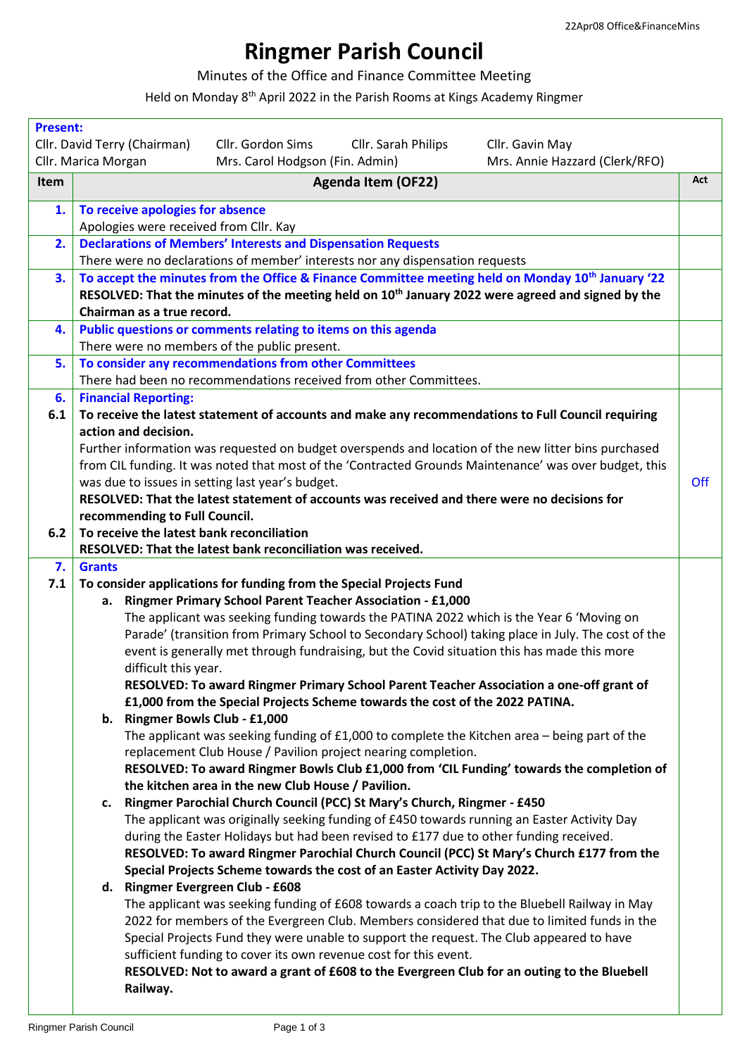# Ringmer Parish Council

Minutes of the Office and Finance Committee Meeting

Held on Monday 8th April 2022 in the Parish Rooms at Kings Academy Ringmer

**Present:**

Cllr. David Terry (Chairman) Cllr. Gordon Sims Cllr. Sarah Philips Cllr. Gavin May
Cllr. Marica Morgan Mrs. Carol Hodgson (Fin. Admin) Mrs. Annie Hazzard (Clerk/RFO)

| Item | Agenda Item (OF22) | Act |
|---|---|---|
| **1.** | **To receive apologies for absence**<br>Apologies were received from Cllr. Kay | |
| **2.** | **Declarations of Members' Interests and Dispensation Requests**<br>There were no declarations of member' interests nor any dispensation requests | |
| **3.** | **To accept the minutes from the Office & Finance Committee meeting held on Monday 10th January '22**<br>**RESOLVED: That the minutes of the meeting held on 10th January 2022 were agreed and signed by the Chairman as a true record.** | |
| **4.** | **Public questions or comments relating to items on this agenda**<br>There were no members of the public present. | |
| **5.** | **To consider any recommendations from other Committees**<br>There had been no recommendations received from other Committees. | |
| **6.** | **Financial Reporting:** | |
| **6.1** | **To receive the latest statement of accounts and make any recommendations to Full Council requiring action and decision.**<br>Further information was requested on budget overspends and location of the new litter bins purchased from CIL funding. It was noted that most of the 'Contracted Grounds Maintenance' was over budget, this was due to issues in setting last year's budget.<br>**RESOLVED: That the latest statement of accounts was received and there were no decisions for recommending to Full Council.** | Off |
| **6.2** | **To receive the latest bank reconciliation**<br>**RESOLVED: That the latest bank reconciliation was received.** | |
| **7.** | **Grants** | |
| **7.1** | **To consider applications for funding from the Special Projects Fund**<br>**a. Ringmer Primary School Parent Teacher Association - £1,000**<br>The applicant was seeking funding towards the PATINA 2022 which is the Year 6 'Moving on Parade' (transition from Primary School to Secondary School) taking place in July. The cost of the event is generally met through fundraising, but the Covid situation this has made this more difficult this year.<br>**RESOLVED: To award Ringmer Primary School Parent Teacher Association a one-off grant of £1,000 from the Special Projects Scheme towards the cost of the 2022 PATINA.**<br>**b. Ringmer Bowls Club - £1,000**<br>The applicant was seeking funding of £1,000 to complete the Kitchen area – being part of the replacement Club House / Pavilion project nearing completion.<br>**RESOLVED: To award Ringmer Bowls Club £1,000 from 'CIL Funding' towards the completion of the kitchen area in the new Club House / Pavilion.**<br>**c. Ringmer Parochial Church Council (PCC) St Mary's Church, Ringmer - £450**<br>The applicant was originally seeking funding of £450 towards running an Easter Activity Day during the Easter Holidays but had been revised to £177 due to other funding received.<br>**RESOLVED: To award Ringmer Parochial Church Council (PCC) St Mary's Church £177 from the Special Projects Scheme towards the cost of an Easter Activity Day 2022.**<br>**d. Ringmer Evergreen Club - £608**<br>The applicant was seeking funding of £608 towards a coach trip to the Bluebell Railway in May 2022 for members of the Evergreen Club. Members considered that due to limited funds in the Special Projects Fund they were unable to support the request. The Club appeared to have sufficient funding to cover its own revenue cost for this event.<br>**RESOLVED: Not to award a grant of £608 to the Evergreen Club for an outing to the Bluebell Railway.** | |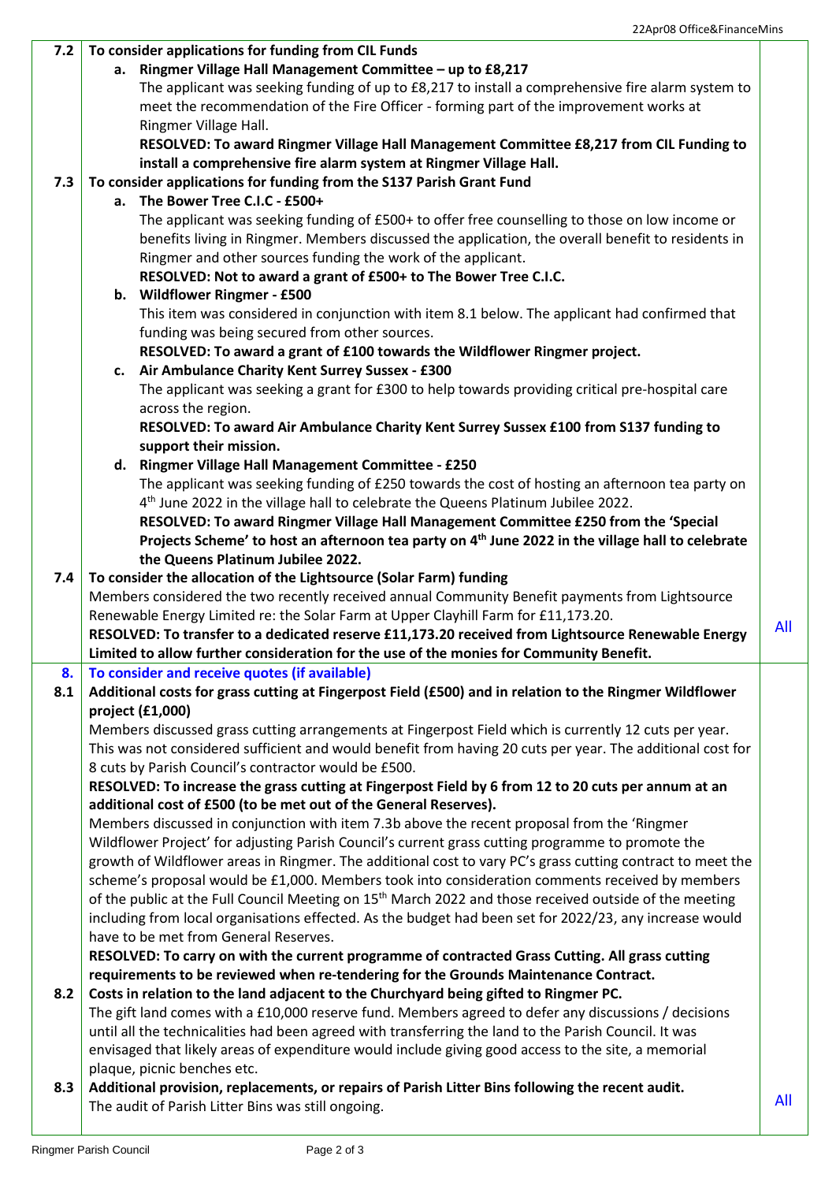| | | |
|---|---|---|
| **7.2** | **To consider applications for funding from CIL Funds** | |
| | **a. Ringmer Village Hall Management Committee – up to £8,217**<br>The applicant was seeking funding of up to £8,217 to install a comprehensive fire alarm system to meet the recommendation of the Fire Officer - forming part of the improvement works at Ringmer Village Hall.<br>**RESOLVED: To award Ringmer Village Hall Management Committee £8,217 from CIL Funding to install a comprehensive fire alarm system at Ringmer Village Hall.** | |
| **7.3** | **To consider applications for funding from the S137 Parish Grant Fund** | |
| | **a. The Bower Tree C.I.C - £500+**<br>The applicant was seeking funding of £500+ to offer free counselling to those on low income or benefits living in Ringmer. Members discussed the application, the overall benefit to residents in Ringmer and other sources funding the work of the applicant.<br>**RESOLVED: Not to award a grant of £500+ to The Bower Tree C.I.C.** | |
| | **b. Wildflower Ringmer - £500**<br>This item was considered in conjunction with item 8.1 below. The applicant had confirmed that funding was being secured from other sources.<br>**RESOLVED: To award a grant of £100 towards the Wildflower Ringmer project.** | |
| | **c. Air Ambulance Charity Kent Surrey Sussex - £300**<br>The applicant was seeking a grant for £300 to help towards providing critical pre-hospital care across the region.<br>**RESOLVED: To award Air Ambulance Charity Kent Surrey Sussex £100 from S137 funding to support their mission.** | |
| | **d. Ringmer Village Hall Management Committee - £250**<br>The applicant was seeking funding of £250 towards the cost of hosting an afternoon tea party on 4th June 2022 in the village hall to celebrate the Queens Platinum Jubilee 2022.<br>**RESOLVED: To award Ringmer Village Hall Management Committee £250 from the 'Special Projects Scheme' to host an afternoon tea party on 4th June 2022 in the village hall to celebrate the Queens Platinum Jubilee 2022.** | |
| **7.4** | **To consider the allocation of the Lightsource (Solar Farm) funding**<br>Members considered the two recently received annual Community Benefit payments from Lightsource Renewable Energy Limited re: the Solar Farm at Upper Clayhill Farm for £11,173.20.<br>**RESOLVED: To transfer to a dedicated reserve £11,173.20 received from Lightsource Renewable Energy Limited to allow further consideration for the use of the monies for Community Benefit.** | All |
| **8.** | **To consider and receive quotes (if available)** | |
| **8.1** | **Additional costs for grass cutting at Fingerpost Field (£500) and in relation to the Ringmer Wildflower project (£1,000)**<br>Members discussed grass cutting arrangements at Fingerpost Field which is currently 12 cuts per year. This was not considered sufficient and would benefit from having 20 cuts per year. The additional cost for 8 cuts by Parish Council's contractor would be £500.<br>**RESOLVED: To increase the grass cutting at Fingerpost Field by 6 from 12 to 20 cuts per annum at an additional cost of £500 (to be met out of the General Reserves).**<br>Members discussed in conjunction with item 7.3b above the recent proposal from the 'Ringmer Wildflower Project' for adjusting Parish Council's current grass cutting programme to promote the growth of Wildflower areas in Ringmer. The additional cost to vary PC's grass cutting contract to meet the scheme's proposal would be £1,000. Members took into consideration comments received by members of the public at the Full Council Meeting on 15th March 2022 and those received outside of the meeting including from local organisations effected. As the budget had been set for 2022/23, any increase would have to be met from General Reserves.<br>**RESOLVED: To carry on with the current programme of contracted Grass Cutting. All grass cutting requirements to be reviewed when re-tendering for the Grounds Maintenance Contract.** | |
| **8.2** | **Costs in relation to the land adjacent to the Churchyard being gifted to Ringmer PC.**<br>The gift land comes with a £10,000 reserve fund. Members agreed to defer any discussions / decisions until all the technicalities had been agreed with transferring the land to the Parish Council. It was envisaged that likely areas of expenditure would include giving good access to the site, a memorial plaque, picnic benches etc. | |
| **8.3** | **Additional provision, replacements, or repairs of Parish Litter Bins following the recent audit.**<br>The audit of Parish Litter Bins was still ongoing. | All |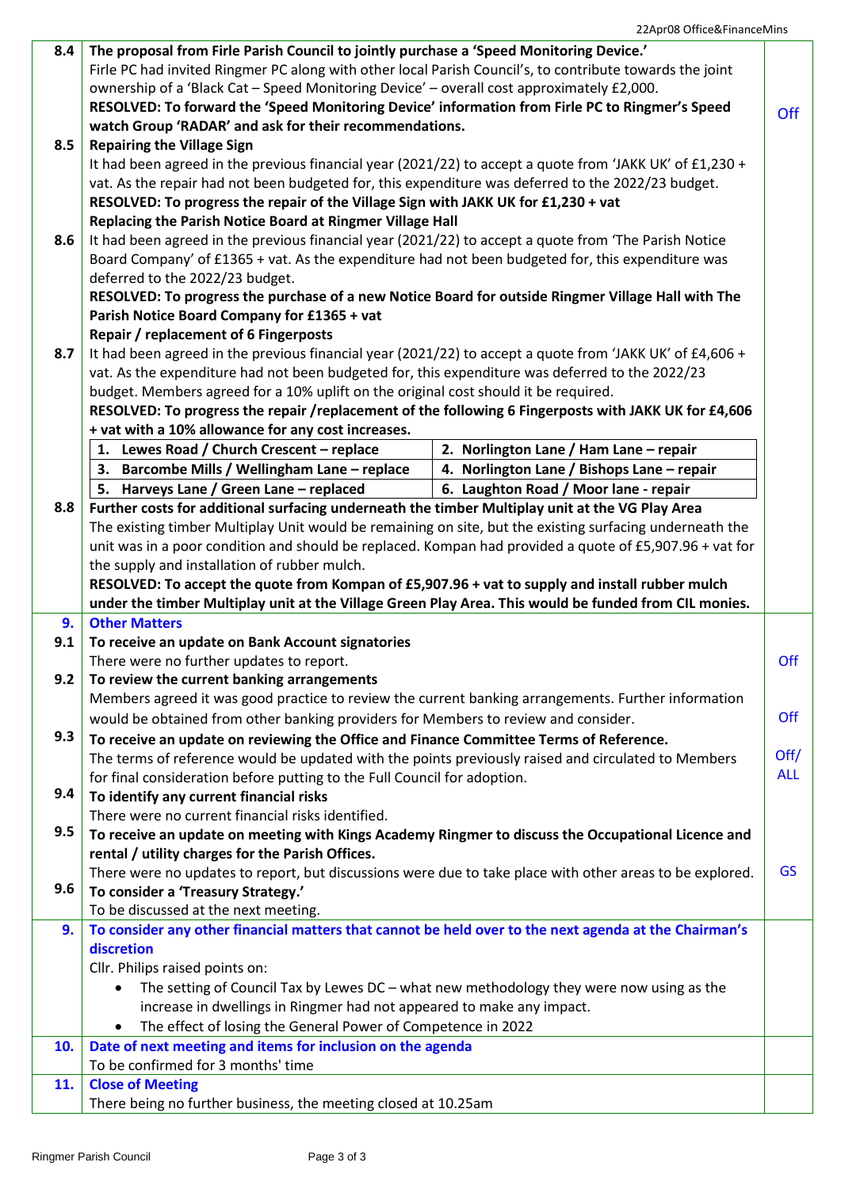| | | |
|---|---|---|
| **8.4** | **The proposal from Firle Parish Council to jointly purchase a 'Speed Monitoring Device.'**<br>Firle PC had invited Ringmer PC along with other local Parish Council's, to contribute towards the joint ownership of a 'Black Cat – Speed Monitoring Device' – overall cost approximately £2,000.<br>**RESOLVED: To forward the 'Speed Monitoring Device' information from Firle PC to Ringmer's Speed watch Group 'RADAR' and ask for their recommendations.** | Off |
| **8.5** | **Repairing the Village Sign**<br>It had been agreed in the previous financial year (2021/22) to accept a quote from 'JAKK UK' of £1,230 + vat. As the repair had not been budgeted for, this expenditure was deferred to the 2022/23 budget.<br>**RESOLVED: To progress the repair of the Village Sign with JAKK UK for £1,230 + vat** | |
| **8.6** | **Replacing the Parish Notice Board at Ringmer Village Hall**<br>It had been agreed in the previous financial year (2021/22) to accept a quote from 'The Parish Notice Board Company' of £1365 + vat. As the expenditure had not been budgeted for, this expenditure was deferred to the 2022/23 budget.<br>**RESOLVED: To progress the purchase of a new Notice Board for outside Ringmer Village Hall with The Parish Notice Board Company for £1365 + vat** | |
| **8.7** | **Repair / replacement of 6 Fingerposts**<br>It had been agreed in the previous financial year (2021/22) to accept a quote from 'JAKK UK' of £4,606 + vat. As the expenditure had not been budgeted for, this expenditure was deferred to the 2022/23 budget. Members agreed for a 10% uplift on the original cost should it be required.<br>**RESOLVED: To progress the repair /replacement of the following 6 Fingerposts with JAKK UK for £4,606 + vat with a 10% allowance for any cost increases.**<br>**1. Lewes Road / Church Crescent – replace**<br>**2. Norlington Lane / Ham Lane – repair**<br>**3. Barcombe Mills / Wellingham Lane – replace**<br>**4. Norlington Lane / Bishops Lane – repair**<br>**5. Harveys Lane / Green Lane – replaced**<br>**6. Laughton Road / Moor lane - repair** | |
| **8.8** | **Further costs for additional surfacing underneath the timber Multiplay unit at the VG Play Area**<br>The existing timber Multiplay Unit would be remaining on site, but the existing surfacing underneath the unit was in a poor condition and should be replaced. Kompan had provided a quote of £5,907.96 + vat for the supply and installation of rubber mulch.<br>**RESOLVED: To accept the quote from Kompan of £5,907.96 + vat to supply and install rubber mulch under the timber Multiplay unit at the Village Green Play Area. This would be funded from CIL monies.** | |
| **9.** | **Other Matters** | |
| **9.1** | **To receive an update on Bank Account signatories**<br>There were no further updates to report. | Off |
| **9.2** | **To review the current banking arrangements**<br>Members agreed it was good practice to review the current banking arrangements. Further information would be obtained from other banking providers for Members to review and consider. | Off |
| **9.3** | **To receive an update on reviewing the Office and Finance Committee Terms of Reference.**<br>The terms of reference would be updated with the points previously raised and circulated to Members for final consideration before putting to the Full Council for adoption. | Off/ ALL |
| **9.4** | **To identify any current financial risks**<br>There were no current financial risks identified. | |
| **9.5** | **To receive an update on meeting with Kings Academy Ringmer to discuss the Occupational Licence and rental / utility charges for the Parish Offices.**<br>There were no updates to report, but discussions were due to take place with other areas to be explored. | GS |
| **9.6** | **To consider a 'Treasury Strategy.'**<br>To be discussed at the next meeting. | |
| **9.** | **To consider any other financial matters that cannot be held over to the next agenda at the Chairman's discretion**<br>Cllr. Philips raised points on:<br>• The setting of Council Tax by Lewes DC – what new methodology they were now using as the increase in dwellings in Ringmer had not appeared to make any impact.<br>• The effect of losing the General Power of Competence in 2022 | |
| **10.** | **Date of next meeting and items for inclusion on the agenda**<br>To be confirmed for 3 months' time | |
| **11.** | **Close of Meeting**<br>There being no further business, the meeting closed at 10.25am | |